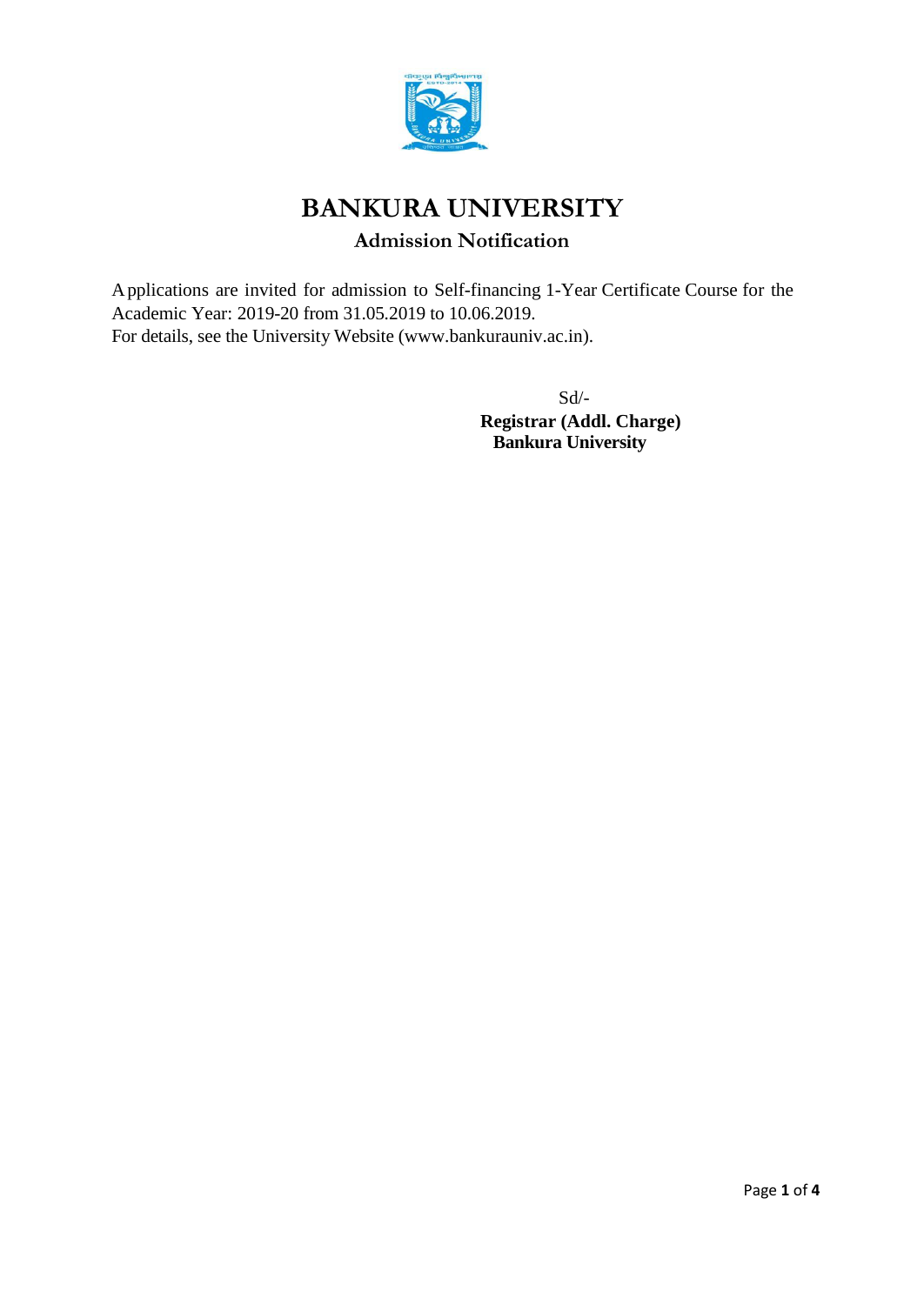# BANKURA UNIVERSITY

## Admission Notification

Applications are invited for admission to Self-financing 1-Year Certificate Course for the Academic Year: 2019-20 from 31.05.2019 to 10.06.2019.
For details, see the University Website (www.bankurauniv.ac.in).

Sd/-
**Registrar (Addl. Charge)**
**Bankura University**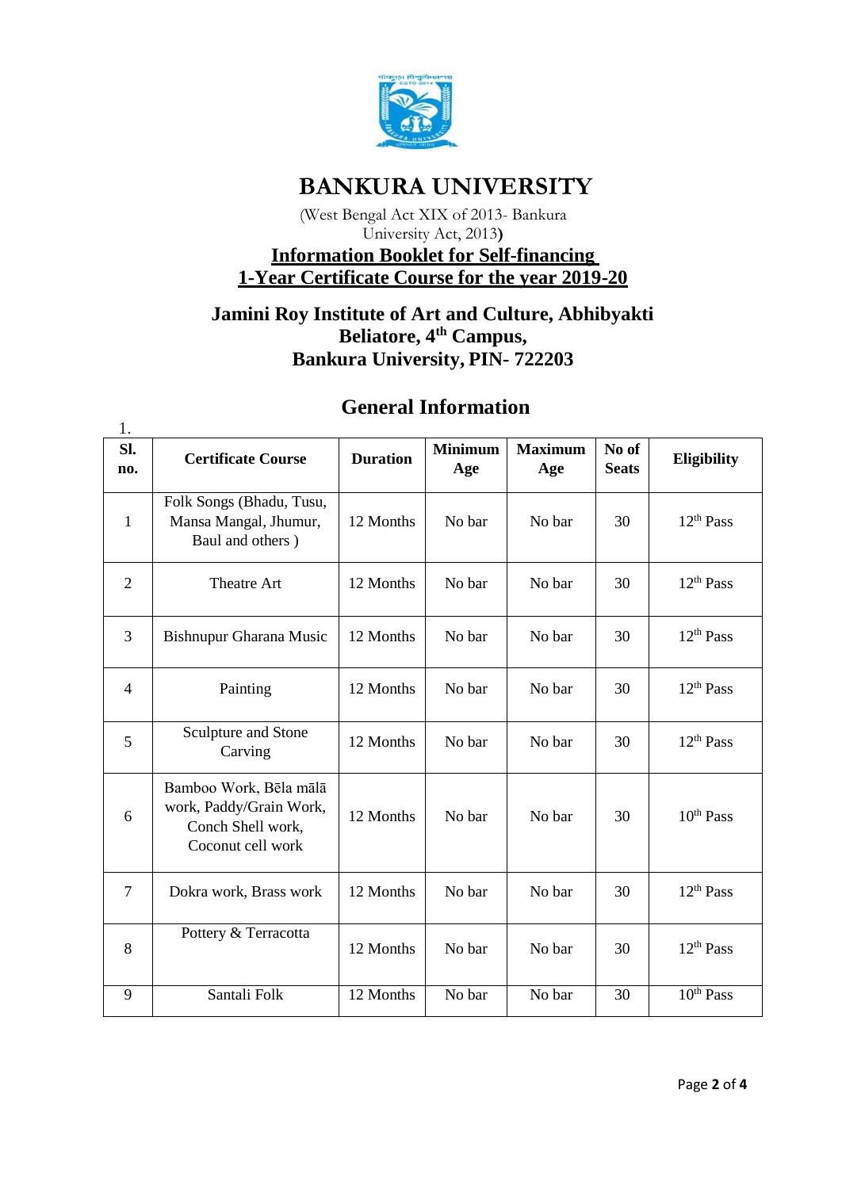# BANKURA UNIVERSITY

(West Bengal Act XIX of 2013- Bankura University Act, 2013)

**Information Booklet for Self-financing 1-Year Certificate Course for the year 2019-20**

**Jamini Roy Institute of Art and Culture, Abhibyakti Beliatore, 4th Campus, Bankura University, PIN- 722203**

## General Information

1.

| Sl. no. | Certificate Course | Duration | Minimum Age | Maximum Age | No of Seats | Eligibility |
|---|---|---|---|---|---|---|
| 1 | Folk Songs (Bhadu, Tusu, Mansa Mangal, Jhumur, Baul and others ) | 12 Months | No bar | No bar | 30 | 12th Pass |
| 2 | Theatre Art | 12 Months | No bar | No bar | 30 | 12th Pass |
| 3 | Bishnupur Gharana Music | 12 Months | No bar | No bar | 30 | 12th Pass |
| 4 | Painting | 12 Months | No bar | No bar | 30 | 12th Pass |
| 5 | Sculpture and Stone Carving | 12 Months | No bar | No bar | 30 | 12th Pass |
| 6 | Bamboo Work, Bēla mālā work, Paddy/Grain Work, Conch Shell work, Coconut cell work | 12 Months | No bar | No bar | 30 | 10th Pass |
| 7 | Dokra work, Brass work | 12 Months | No bar | No bar | 30 | 12th Pass |
| 8 | Pottery & Terracotta | 12 Months | No bar | No bar | 30 | 12th Pass |
| 9 | Santali Folk | 12 Months | No bar | No bar | 30 | 10th Pass |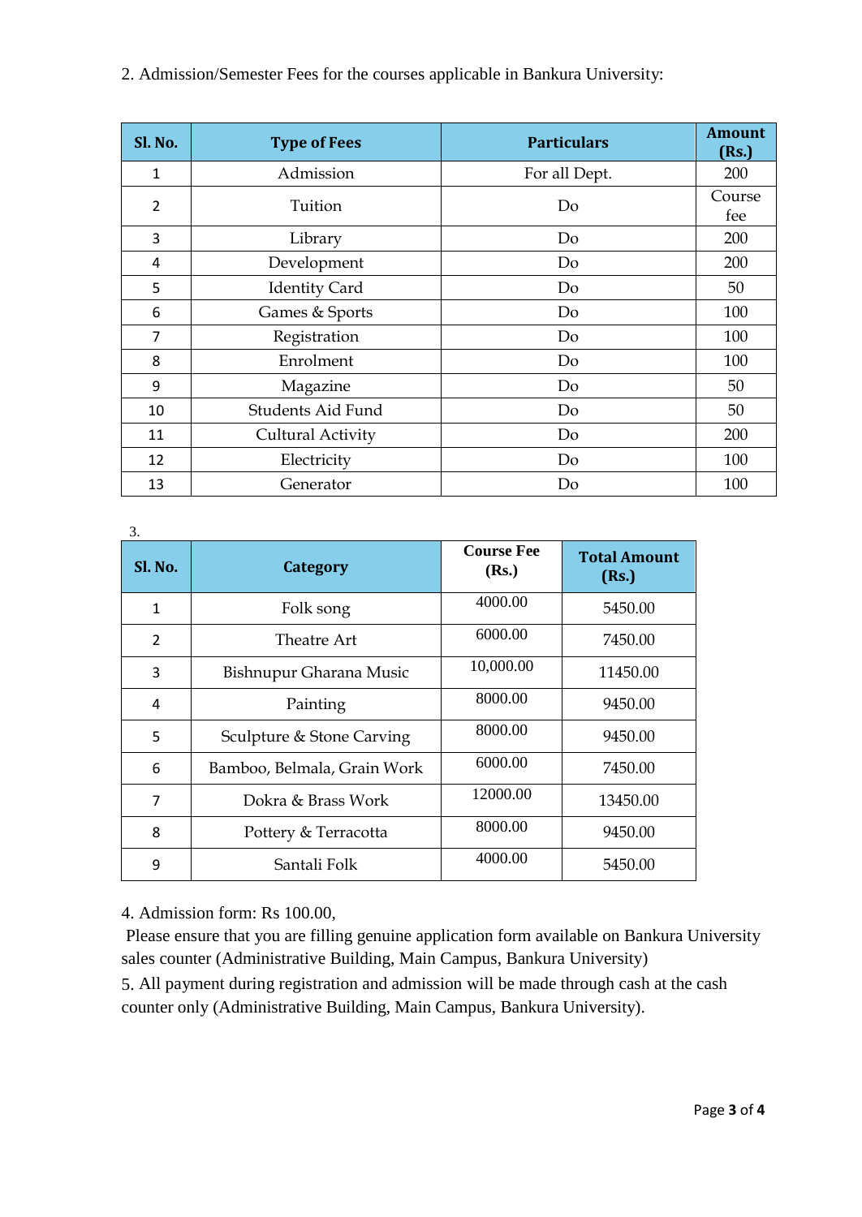2. Admission/Semester Fees for the courses applicable in Bankura University:

| Sl. No. | Type of Fees | Particulars | Amount (Rs.) |
|---|---|---|---|
| 1 | Admission | For all Dept. | 200 |
| 2 | Tuition | Do | Course fee |
| 3 | Library | Do | 200 |
| 4 | Development | Do | 200 |
| 5 | Identity Card | Do | 50 |
| 6 | Games & Sports | Do | 100 |
| 7 | Registration | Do | 100 |
| 8 | Enrolment | Do | 100 |
| 9 | Magazine | Do | 50 |
| 10 | Students Aid Fund | Do | 50 |
| 11 | Cultural Activity | Do | 200 |
| 12 | Electricity | Do | 100 |
| 13 | Generator | Do | 100 |

3.

| Sl. No. | Category | Course Fee (Rs.) | Total Amount (Rs.) |
|---|---|---|---|
| 1 | Folk song | 4000.00 | 5450.00 |
| 2 | Theatre Art | 6000.00 | 7450.00 |
| 3 | Bishnupur Gharana Music | 10,000.00 | 11450.00 |
| 4 | Painting | 8000.00 | 9450.00 |
| 5 | Sculpture & Stone Carving | 8000.00 | 9450.00 |
| 6 | Bamboo, Belmala, Grain Work | 6000.00 | 7450.00 |
| 7 | Dokra & Brass Work | 12000.00 | 13450.00 |
| 8 | Pottery & Terracotta | 8000.00 | 9450.00 |
| 9 | Santali Folk | 4000.00 | 5450.00 |

4. Admission form: Rs 100.00,

Please ensure that you are filling genuine application form available on Bankura University sales counter (Administrative Building, Main Campus, Bankura University)

5. All payment during registration and admission will be made through cash at the cash counter only (Administrative Building, Main Campus, Bankura University).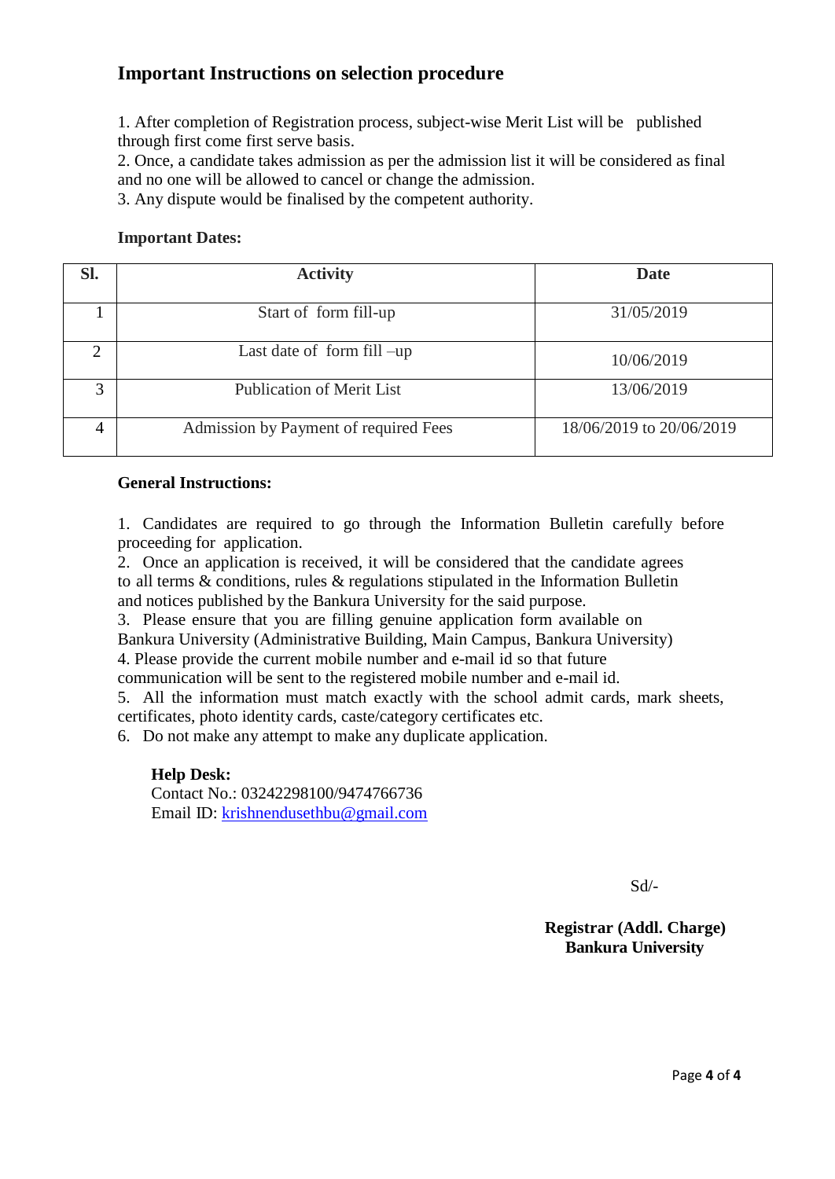## Important Instructions on selection procedure

1. After completion of Registration process, subject-wise Merit List will be published through first come first serve basis.
2. Once, a candidate takes admission as per the admission list it will be considered as final and no one will be allowed to cancel or change the admission.
3. Any dispute would be finalised by the competent authority.

**Important Dates:**

| Sl. | Activity | Date |
|---|---|---|
| 1 | Start of form fill-up | 31/05/2019 |
| 2 | Last date of form fill –up | 10/06/2019 |
| 3 | Publication of Merit List | 13/06/2019 |
| 4 | Admission by Payment of required Fees | 18/06/2019 to 20/06/2019 |

**General Instructions:**

1. Candidates are required to go through the Information Bulletin carefully before proceeding for application.
2. Once an application is received, it will be considered that the candidate agrees to all terms & conditions, rules & regulations stipulated in the Information Bulletin and notices published by the Bankura University for the said purpose.
3. Please ensure that you are filling genuine application form available on Bankura University (Administrative Building, Main Campus, Bankura University)
4. Please provide the current mobile number and e-mail id so that future communication will be sent to the registered mobile number and e-mail id.
5. All the information must match exactly with the school admit cards, mark sheets, certificates, photo identity cards, caste/category certificates etc.
6. Do not make any attempt to make any duplicate application.

**Help Desk:**
Contact No.: 03242298100/9474766736
Email ID: krishnendusethbu@gmail.com

Sd/-

**Registrar (Addl. Charge)**
**Bankura University**